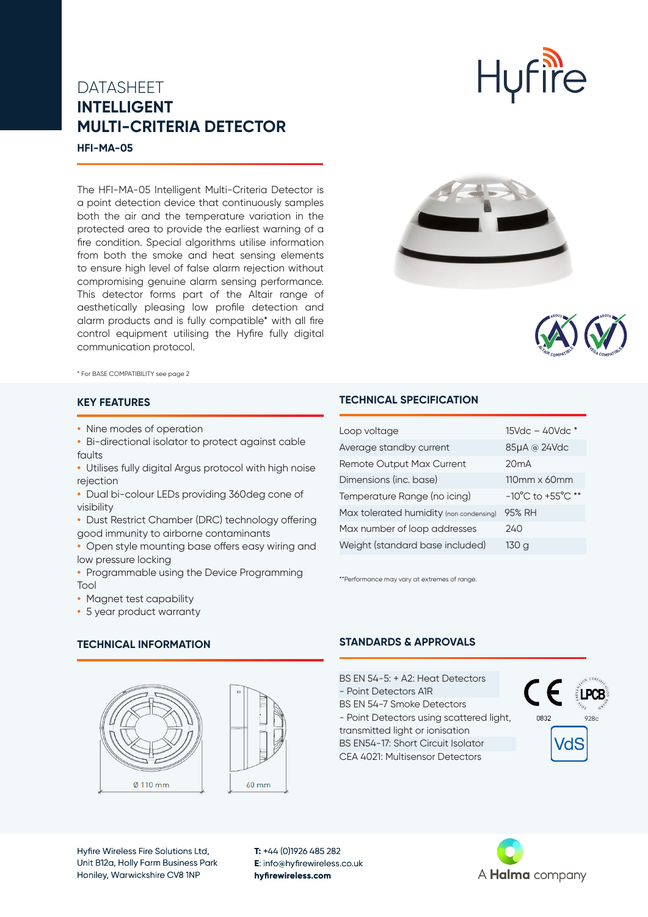DATASHEET

# INTELLIGENT MULTI-CRITERIA DETECTOR

**HFI-MA-05**

The HFI-MA-05 Intelligent Multi-Criteria Detector is a point detection device that continuously samples both the air and the temperature variation in the protected area to provide the earliest warning of a fire condition. Special algorithms utilise information from both the smoke and heat sensing elements to ensure high level of false alarm rejection without compromising genuine alarm sensing performance. This detector forms part of the Altair range of aesthetically pleasing low profile detection and alarm products and is fully compatible* with all fire control equipment utilising the Hyfire fully digital communication protocol.

\* For BASE COMPATIBILITY see page 2

## KEY FEATURES

- Nine modes of operation
- Bi-directional isolator to protect against cable faults
- Utilises fully digital Argus protocol with high noise rejection
- Dual bi-colour LEDs providing 360deg cone of visibility
- Dust Restrict Chamber (DRC) technology offering good immunity to airborne contaminants
- Open style mounting base offers easy wiring and low pressure locking
- Programmable using the Device Programming Tool
- Magnet test capability
- 5 year product warranty

## TECHNICAL SPECIFICATION

| | |
|---|---|
| Loop voltage | 15Vdc – 40Vdc * |
| Average standby current | 85μA @ 24Vdc |
| Remote Output Max Current | 20mA |
| Dimensions (inc. base) | 110mm x 60mm |
| Temperature Range (no icing) | -10°C to +55°C ** |
| Max tolerated humidity (non condensing) | 95% RH |
| Max number of loop addresses | 240 |
| Weight (standard base included) | 130 g |

\*\*Performance may vary at extremes of range.

## TECHNICAL INFORMATION

Ø 110 mm

60 mm

## STANDARDS & APPROVALS

BS EN 54-5: + A2: Heat Detectors
- Point Detectors A1R

BS EN 54-7 Smoke Detectors
- Point Detectors using scattered light, transmitted light or ionisation

BS EN54-17: Short Circuit Isolator

CEA 4021: Multisensor Detectors

0832

928c

Hyfire Wireless Fire Solutions Ltd,
Unit B12a, Holly Farm Business Park
Honiley, Warwickshire CV8 1NP

**T:** +44 (0)1926 485 282
**E**: info@hyfirewireless.co.uk
**hyfirewireless.com**

A **Halma** company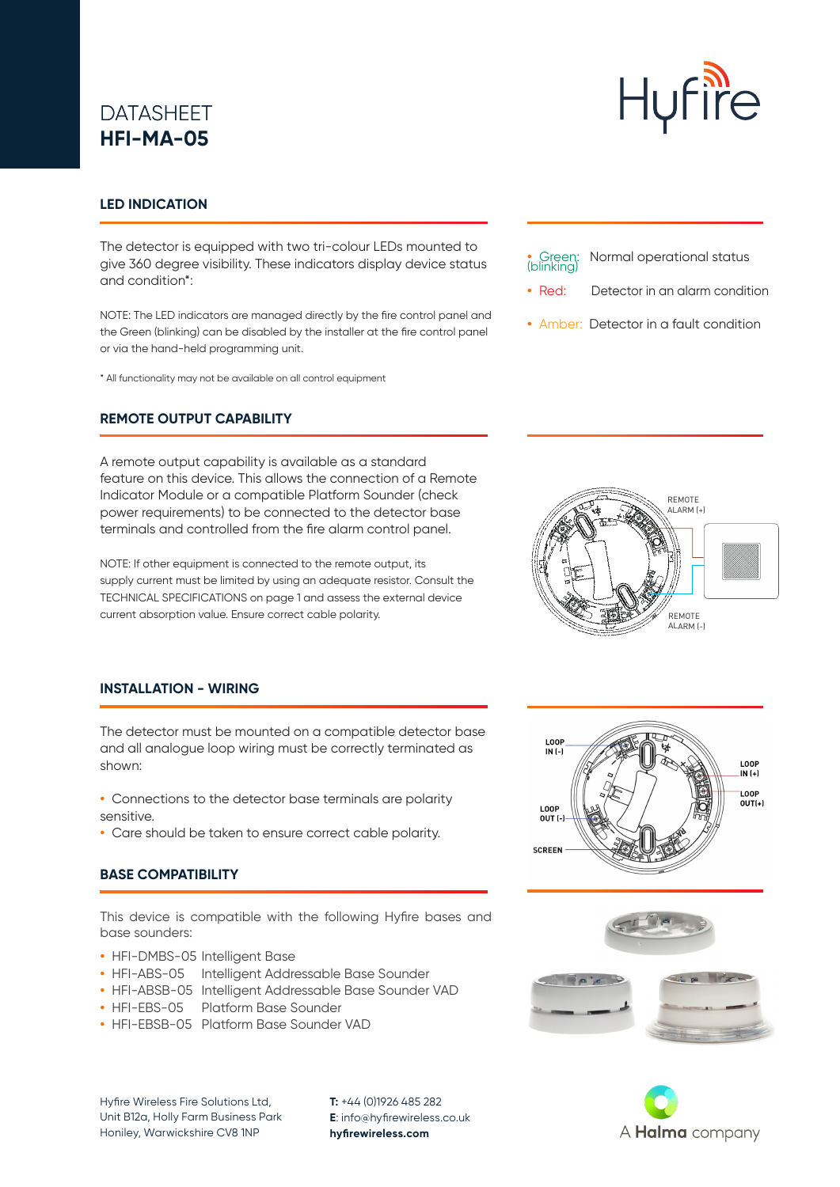# DATASHEET
## HFI-MA-05

### LED INDICATION

The detector is equipped with two tri-colour LEDs mounted to give 360 degree visibility. These indicators display device status and condition*:

NOTE: The LED indicators are managed directly by the fire control panel and the Green (blinking) can be disabled by the installer at the fire control panel or via the hand-held programming unit.

* All functionality may not be available on all control equipment

- Green: (blinking) Normal operational status
- Red: Detector in an alarm condition
- Amber: Detector in a fault condition

### REMOTE OUTPUT CAPABILITY

A remote output capability is available as a standard feature on this device. This allows the connection of a Remote Indicator Module or a compatible Platform Sounder (check power requirements) to be connected to the detector base terminals and controlled from the fire alarm control panel.

NOTE: If other equipment is connected to the remote output, its supply current must be limited by using an adequate resistor. Consult the TECHNICAL SPECIFICATIONS on page 1 and assess the external device current absorption value. Ensure correct cable polarity.

REMOTE ALARM (+)
REMOTE ALARM (-)

### INSTALLATION - WIRING

The detector must be mounted on a compatible detector base and all analogue loop wiring must be correctly terminated as shown:

- Connections to the detector base terminals are polarity sensitive.
- Care should be taken to ensure correct cable polarity.

LOOP IN (-)
LOOP IN (+)
LOOP OUT(+)
LOOP OUT (-)
SCREEN

### BASE COMPATIBILITY

This device is compatible with the following Hyfire bases and base sounders:

- HFI-DMBS-05 Intelligent Base
- HFI-ABS-05 Intelligent Addressable Base Sounder
- HFI-ABSB-05 Intelligent Addressable Base Sounder VAD
- HFI-EBS-05 Platform Base Sounder
- HFI-EBSB-05 Platform Base Sounder VAD

Hyfire Wireless Fire Solutions Ltd,
Unit B12a, Holly Farm Business Park
Honiley, Warwickshire CV8 1NP

**T:** +44 (0)1926 485 282
**E**: info@hyfirewireless.co.uk
**hyfirewireless.com**

A **Halma** company